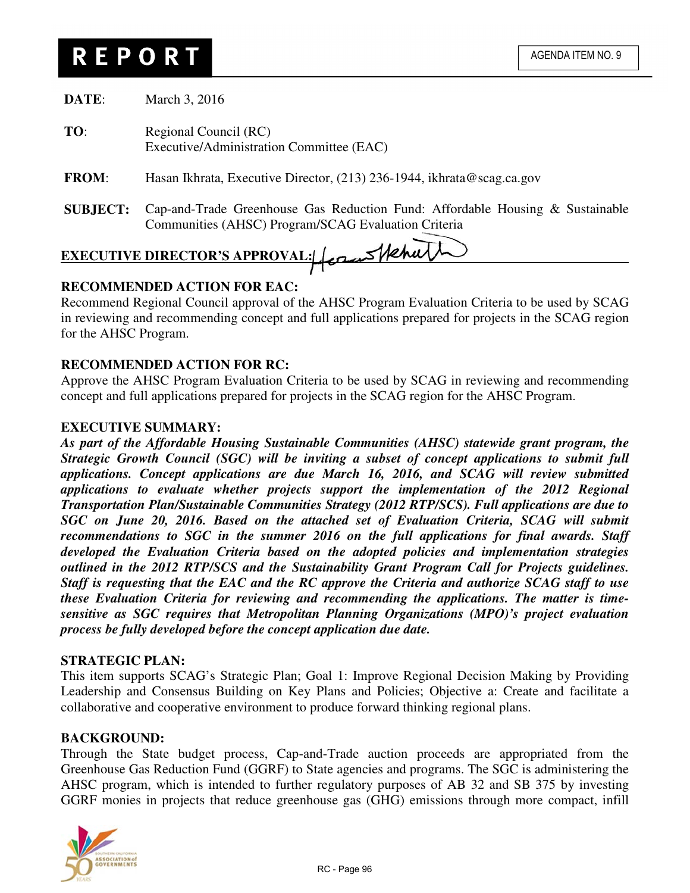# REPORT

AGENDA ITEM NO. 9

**DATE**: March 3, 2016

**TO**: Regional Council (RC)
Executive/Administration Committee (EAC)

**FROM**: Hasan Ikhrata, Executive Director, (213) 236-1944, ikhrata@scag.ca.gov

**SUBJECT:** Cap-and-Trade Greenhouse Gas Reduction Fund: Affordable Housing & Sustainable Communities (AHSC) Program/SCAG Evaluation Criteria

**EXECUTIVE DIRECTOR'S APPROVAL:**

**RECOMMENDED ACTION FOR EAC:**
Recommend Regional Council approval of the AHSC Program Evaluation Criteria to be used by SCAG in reviewing and recommending concept and full applications prepared for projects in the SCAG region for the AHSC Program.

**RECOMMENDED ACTION FOR RC:**
Approve the AHSC Program Evaluation Criteria to be used by SCAG in reviewing and recommending concept and full applications prepared for projects in the SCAG region for the AHSC Program.

**EXECUTIVE SUMMARY:**
***As part of the Affordable Housing Sustainable Communities (AHSC) statewide grant program, the Strategic Growth Council (SGC) will be inviting a subset of concept applications to submit full applications. Concept applications are due March 16, 2016, and SCAG will review submitted applications to evaluate whether projects support the implementation of the 2012 Regional Transportation Plan/Sustainable Communities Strategy (2012 RTP/SCS). Full applications are due to SGC on June 20, 2016. Based on the attached set of Evaluation Criteria, SCAG will submit recommendations to SGC in the summer 2016 on the full applications for final awards. Staff developed the Evaluation Criteria based on the adopted policies and implementation strategies outlined in the 2012 RTP/SCS and the Sustainability Grant Program Call for Projects guidelines. Staff is requesting that the EAC and the RC approve the Criteria and authorize SCAG staff to use these Evaluation Criteria for reviewing and recommending the applications. The matter is time-sensitive as SGC requires that Metropolitan Planning Organizations (MPO)'s project evaluation process be fully developed before the concept application due date.***

**STRATEGIC PLAN:**
This item supports SCAG's Strategic Plan; Goal 1: Improve Regional Decision Making by Providing Leadership and Consensus Building on Key Plans and Policies; Objective a: Create and facilitate a collaborative and cooperative environment to produce forward thinking regional plans.

**BACKGROUND:**
Through the State budget process, Cap-and-Trade auction proceeds are appropriated from the Greenhouse Gas Reduction Fund (GGRF) to State agencies and programs. The SGC is administering the AHSC program, which is intended to further regulatory purposes of AB 32 and SB 375 by investing GGRF monies in projects that reduce greenhouse gas (GHG) emissions through more compact, infill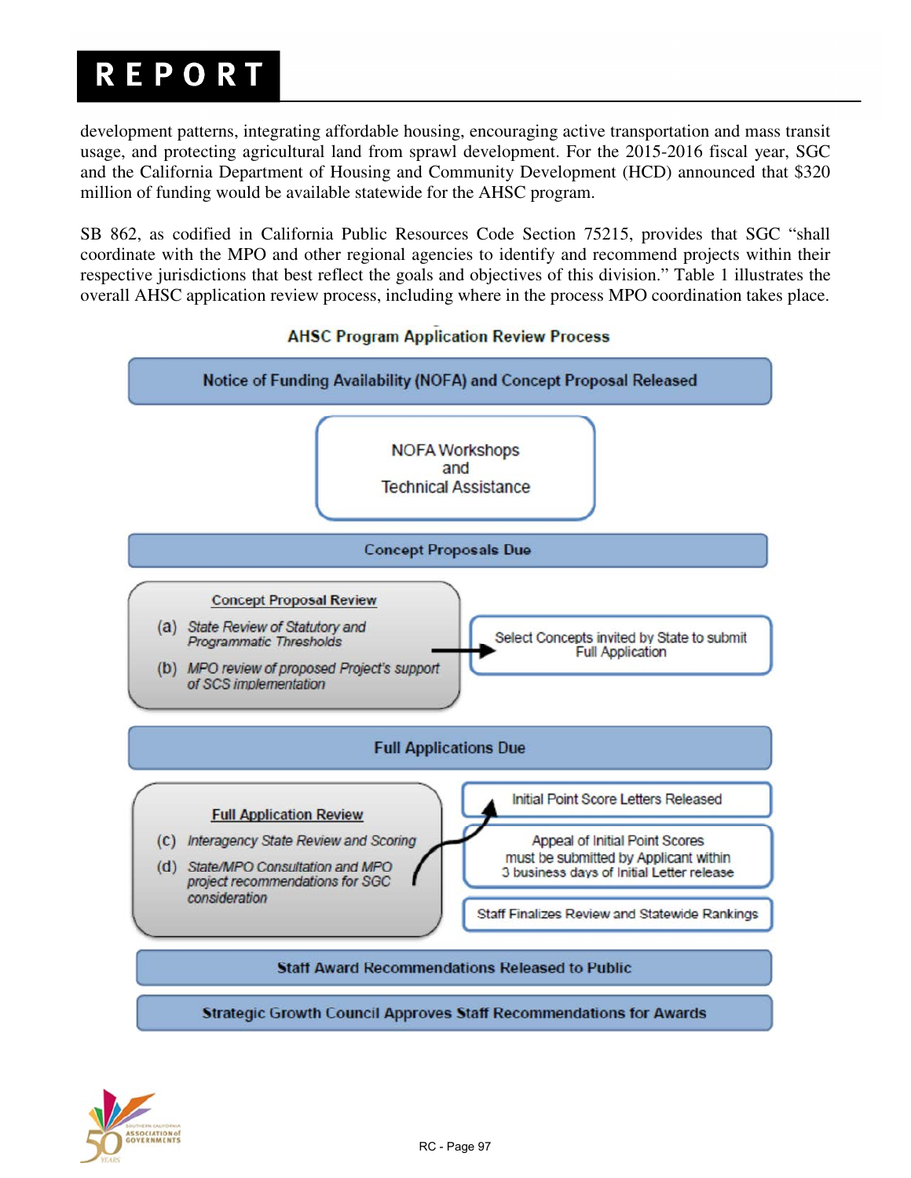development patterns, integrating affordable housing, encouraging active transportation and mass transit usage, and protecting agricultural land from sprawl development. For the 2015-2016 fiscal year, SGC and the California Department of Housing and Community Development (HCD) announced that $320 million of funding would be available statewide for the AHSC program.

SB 862, as codified in California Public Resources Code Section 75215, provides that SGC "shall coordinate with the MPO and other regional agencies to identify and recommend projects within their respective jurisdictions that best reflect the goals and objectives of this division." Table 1 illustrates the overall AHSC application review process, including where in the process MPO coordination takes place.

**AHSC Program Application Review Process**

**Notice of Funding Availability (NOFA) and Concept Proposal Released**

NOFA Workshops and Technical Assistance

**Concept Proposals Due**

Concept Proposal Review
- (a) *State Review of Statutory and Programmatic Thresholds*
- (b) *MPO review of proposed Project's support of SCS implementation*

→ Select Concepts invited by State to submit Full Application

**Full Applications Due**

Full Application Review
- (c) *Interagency State Review and Scoring*
- (d) *State/MPO Consultation and MPO project recommendations for SGC consideration*

→ Initial Point Score Letters Released

Appeal of Initial Point Scores must be submitted by Applicant within 3 business days of Initial Letter release

Staff Finalizes Review and Statewide Rankings

**Staff Award Recommendations Released to Public**

**Strategic Growth Council Approves Staff Recommendations for Awards**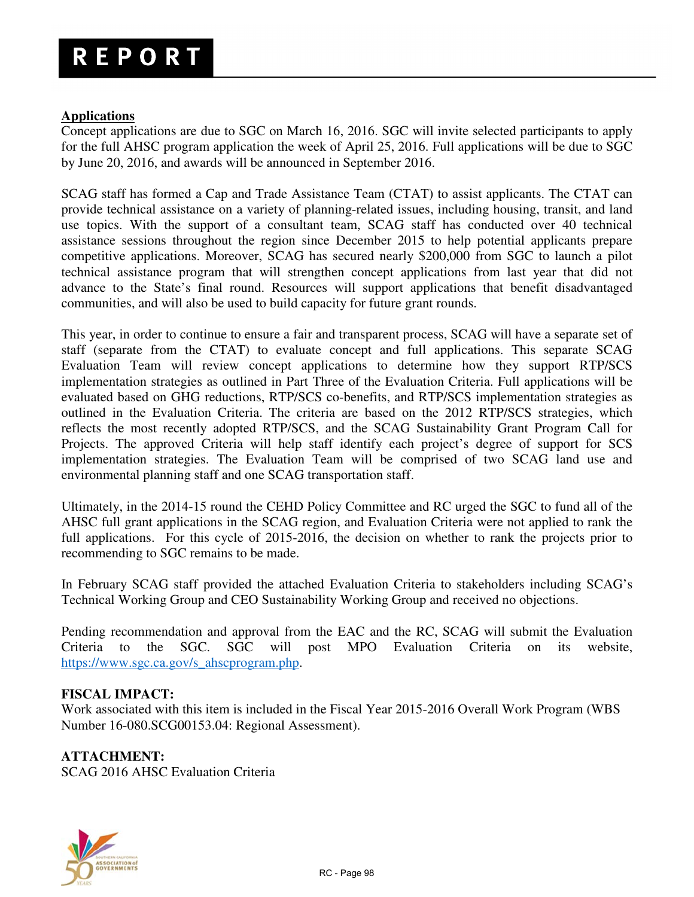**Applications**

Concept applications are due to SGC on March 16, 2016. SGC will invite selected participants to apply for the full AHSC program application the week of April 25, 2016. Full applications will be due to SGC by June 20, 2016, and awards will be announced in September 2016.

SCAG staff has formed a Cap and Trade Assistance Team (CTAT) to assist applicants. The CTAT can provide technical assistance on a variety of planning-related issues, including housing, transit, and land use topics. With the support of a consultant team, SCAG staff has conducted over 40 technical assistance sessions throughout the region since December 2015 to help potential applicants prepare competitive applications. Moreover, SCAG has secured nearly $200,000 from SGC to launch a pilot technical assistance program that will strengthen concept applications from last year that did not advance to the State's final round. Resources will support applications that benefit disadvantaged communities, and will also be used to build capacity for future grant rounds.

This year, in order to continue to ensure a fair and transparent process, SCAG will have a separate set of staff (separate from the CTAT) to evaluate concept and full applications. This separate SCAG Evaluation Team will review concept applications to determine how they support RTP/SCS implementation strategies as outlined in Part Three of the Evaluation Criteria. Full applications will be evaluated based on GHG reductions, RTP/SCS co-benefits, and RTP/SCS implementation strategies as outlined in the Evaluation Criteria. The criteria are based on the 2012 RTP/SCS strategies, which reflects the most recently adopted RTP/SCS, and the SCAG Sustainability Grant Program Call for Projects. The approved Criteria will help staff identify each project's degree of support for SCS implementation strategies. The Evaluation Team will be comprised of two SCAG land use and environmental planning staff and one SCAG transportation staff.

Ultimately, in the 2014-15 round the CEHD Policy Committee and RC urged the SGC to fund all of the AHSC full grant applications in the SCAG region, and Evaluation Criteria were not applied to rank the full applications. For this cycle of 2015-2016, the decision on whether to rank the projects prior to recommending to SGC remains to be made.

In February SCAG staff provided the attached Evaluation Criteria to stakeholders including SCAG's Technical Working Group and CEO Sustainability Working Group and received no objections.

Pending recommendation and approval from the EAC and the RC, SCAG will submit the Evaluation Criteria to the SGC. SGC will post MPO Evaluation Criteria on its website, https://www.sgc.ca.gov/s_ahscprogram.php.

**FISCAL IMPACT:**

Work associated with this item is included in the Fiscal Year 2015-2016 Overall Work Program (WBS Number 16-080.SCG00153.04: Regional Assessment).

**ATTACHMENT:**

SCAG 2016 AHSC Evaluation Criteria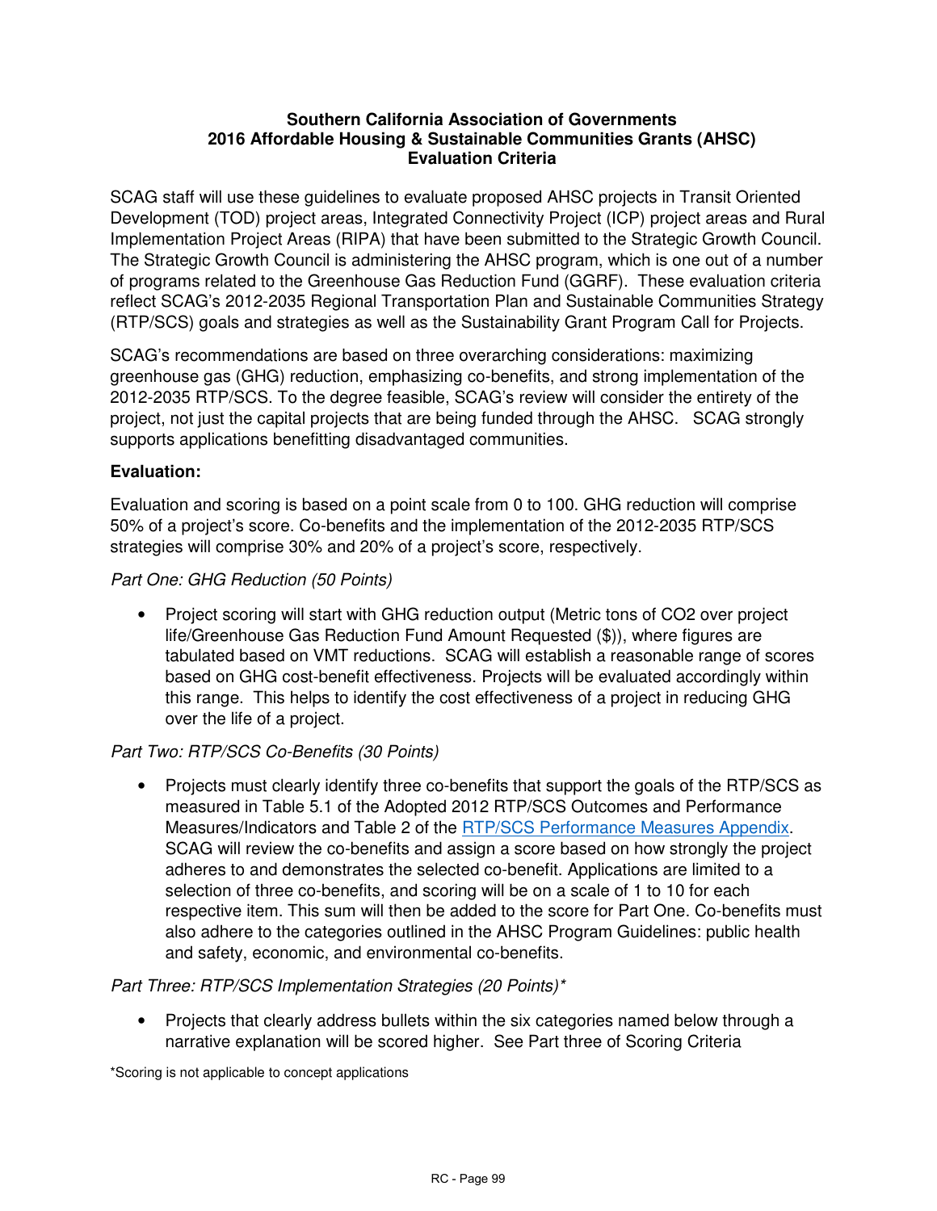**Southern California Association of Governments**
**2016 Affordable Housing & Sustainable Communities Grants (AHSC)**
**Evaluation Criteria**

SCAG staff will use these guidelines to evaluate proposed AHSC projects in Transit Oriented Development (TOD) project areas, Integrated Connectivity Project (ICP) project areas and Rural Implementation Project Areas (RIPA) that have been submitted to the Strategic Growth Council. The Strategic Growth Council is administering the AHSC program, which is one out of a number of programs related to the Greenhouse Gas Reduction Fund (GGRF). These evaluation criteria reflect SCAG's 2012-2035 Regional Transportation Plan and Sustainable Communities Strategy (RTP/SCS) goals and strategies as well as the Sustainability Grant Program Call for Projects.

SCAG's recommendations are based on three overarching considerations: maximizing greenhouse gas (GHG) reduction, emphasizing co-benefits, and strong implementation of the 2012-2035 RTP/SCS. To the degree feasible, SCAG's review will consider the entirety of the project, not just the capital projects that are being funded through the AHSC. SCAG strongly supports applications benefitting disadvantaged communities.

**Evaluation:**

Evaluation and scoring is based on a point scale from 0 to 100. GHG reduction will comprise 50% of a project's score. Co-benefits and the implementation of the 2012-2035 RTP/SCS strategies will comprise 30% and 20% of a project's score, respectively.

*Part One: GHG Reduction (50 Points)*

- Project scoring will start with GHG reduction output (Metric tons of $CO_2$ over project life/Greenhouse Gas Reduction Fund Amount Requested ($)), where figures are tabulated based on VMT reductions. SCAG will establish a reasonable range of scores based on GHG cost-benefit effectiveness. Projects will be evaluated accordingly within this range. This helps to identify the cost effectiveness of a project in reducing GHG over the life of a project.

*Part Two: RTP/SCS Co-Benefits (30 Points)*

- Projects must clearly identify three co-benefits that support the goals of the RTP/SCS as measured in Table 5.1 of the Adopted 2012 RTP/SCS Outcomes and Performance Measures/Indicators and Table 2 of the RTP/SCS Performance Measures Appendix. SCAG will review the co-benefits and assign a score based on how strongly the project adheres to and demonstrates the selected co-benefit. Applications are limited to a selection of three co-benefits, and scoring will be on a scale of 1 to 10 for each respective item. This sum will then be added to the score for Part One. Co-benefits must also adhere to the categories outlined in the AHSC Program Guidelines: public health and safety, economic, and environmental co-benefits.

*Part Three: RTP/SCS Implementation Strategies (20 Points)**

- Projects that clearly address bullets within the six categories named below through a narrative explanation will be scored higher. See Part three of Scoring Criteria

*Scoring is not applicable to concept applications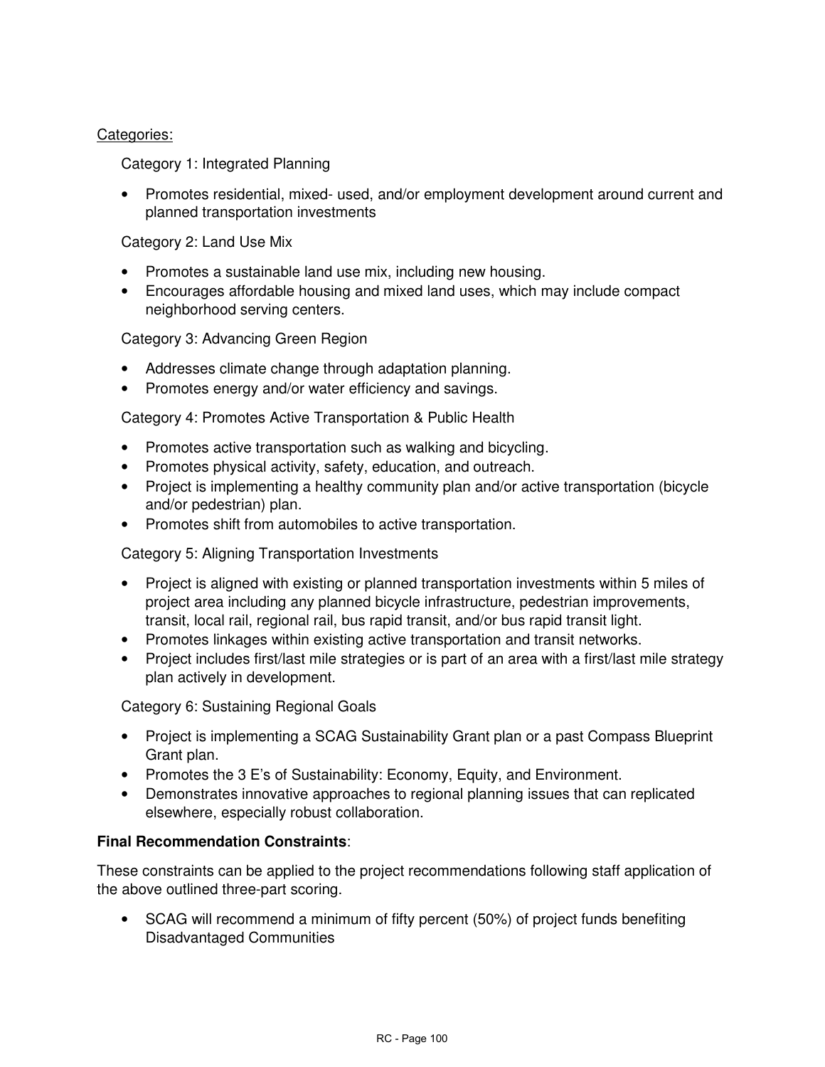Categories:

Category 1: Integrated Planning

- Promotes residential, mixed- used, and/or employment development around current and planned transportation investments

Category 2: Land Use Mix

- Promotes a sustainable land use mix, including new housing.
- Encourages affordable housing and mixed land uses, which may include compact neighborhood serving centers.

Category 3: Advancing Green Region

- Addresses climate change through adaptation planning.
- Promotes energy and/or water efficiency and savings.

Category 4: Promotes Active Transportation & Public Health

- Promotes active transportation such as walking and bicycling.
- Promotes physical activity, safety, education, and outreach.
- Project is implementing a healthy community plan and/or active transportation (bicycle and/or pedestrian) plan.
- Promotes shift from automobiles to active transportation.

Category 5: Aligning Transportation Investments

- Project is aligned with existing or planned transportation investments within 5 miles of project area including any planned bicycle infrastructure, pedestrian improvements, transit, local rail, regional rail, bus rapid transit, and/or bus rapid transit light.
- Promotes linkages within existing active transportation and transit networks.
- Project includes first/last mile strategies or is part of an area with a first/last mile strategy plan actively in development.

Category 6: Sustaining Regional Goals

- Project is implementing a SCAG Sustainability Grant plan or a past Compass Blueprint Grant plan.
- Promotes the 3 E's of Sustainability: Economy, Equity, and Environment.
- Demonstrates innovative approaches to regional planning issues that can replicated elsewhere, especially robust collaboration.

**Final Recommendation Constraints**:

These constraints can be applied to the project recommendations following staff application of the above outlined three-part scoring.

- SCAG will recommend a minimum of fifty percent (50%) of project funds benefiting Disadvantaged Communities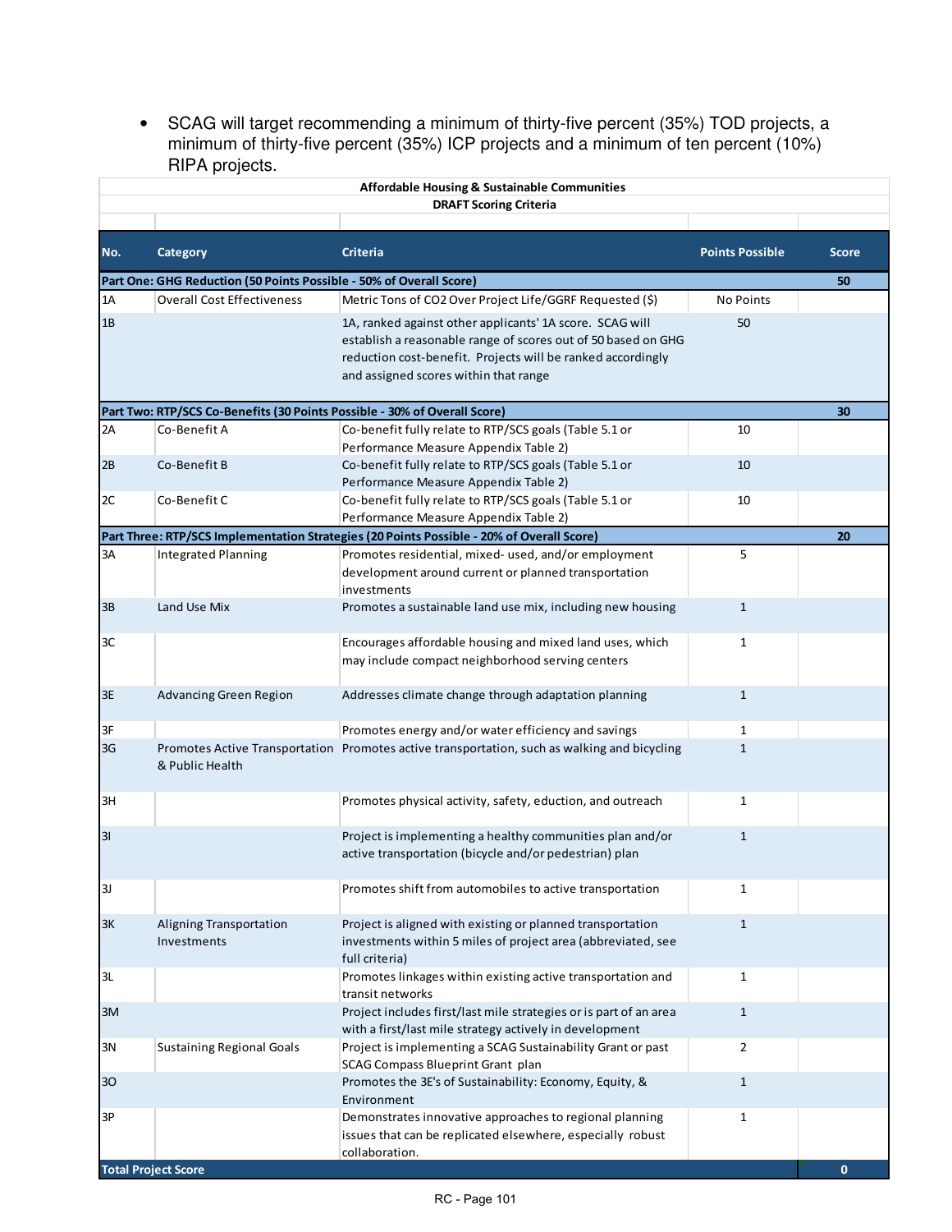- SCAG will target recommending a minimum of thirty-five percent (35%) TOD projects, a minimum of thirty-five percent (35%) ICP projects and a minimum of ten percent (10%) RIPA projects.

**Affordable Housing & Sustainable Communities**
**DRAFT Scoring Criteria**

| No. | Category | Criteria | Points Possible | Score |
|---|---|---|---|---|
| **Part One: GHG Reduction (50 Points Possible - 50% of Overall Score)** | | | | **50** |
| 1A | Overall Cost Effectiveness | Metric Tons of CO2 Over Project Life/GGRF Requested ($) | No Points | |
| 1B | | 1A, ranked against other applicants' 1A score. SCAG will establish a reasonable range of scores out of 50 based on GHG reduction cost-benefit. Projects will be ranked accordingly and assigned scores within that range | 50 | |
| **Part Two: RTP/SCS Co-Benefits (30 Points Possible - 30% of Overall Score)** | | | | **30** |
| 2A | Co-Benefit A | Co-benefit fully relate to RTP/SCS goals (Table 5.1 or Performance Measure Appendix Table 2) | 10 | |
| 2B | Co-Benefit B | Co-benefit fully relate to RTP/SCS goals (Table 5.1 or Performance Measure Appendix Table 2) | 10 | |
| 2C | Co-Benefit C | Co-benefit fully relate to RTP/SCS goals (Table 5.1 or Performance Measure Appendix Table 2) | 10 | |
| **Part Three: RTP/SCS Implementation Strategies (20 Points Possible - 20% of Overall Score)** | | | | **20** |
| 3A | Integrated Planning | Promotes residential, mixed- used, and/or employment development around current or planned transportation investments | 5 | |
| 3B | Land Use Mix | Promotes a sustainable land use mix, including new housing | 1 | |
| 3C | | Encourages affordable housing and mixed land uses, which may include compact neighborhood serving centers | 1 | |
| 3E | Advancing Green Region | Addresses climate change through adaptation planning | 1 | |
| 3F | | Promotes energy and/or water efficiency and savings | 1 | |
| 3G | Promotes Active Transportation & Public Health | Promotes active transportation, such as walking and bicycling | 1 | |
| 3H | | Promotes physical activity, safety, eduction, and outreach | 1 | |
| 3I | | Project is implementing a healthy communities plan and/or active transportation (bicycle and/or pedestrian) plan | 1 | |
| 3J | | Promotes shift from automobiles to active transportation | 1 | |
| 3K | Aligning Transportation Investments | Project is aligned with existing or planned transportation investments within 5 miles of project area (abbreviated, see full criteria) | 1 | |
| 3L | | Promotes linkages within existing active transportation and transit networks | 1 | |
| 3M | | Project includes first/last mile strategies or is part of an area with a first/last mile strategy actively in development | 1 | |
| 3N | Sustaining Regional Goals | Project is implementing a SCAG Sustainability Grant or past SCAG Compass Blueprint Grant plan | 2 | |
| 3O | | Promotes the 3E's of Sustainability: Economy, Equity, & Environment | 1 | |
| 3P | | Demonstrates innovative approaches to regional planning issues that can be replicated elsewhere, especially robust collaboration. | 1 | |
| **Total Project Score** | | | | **0** |